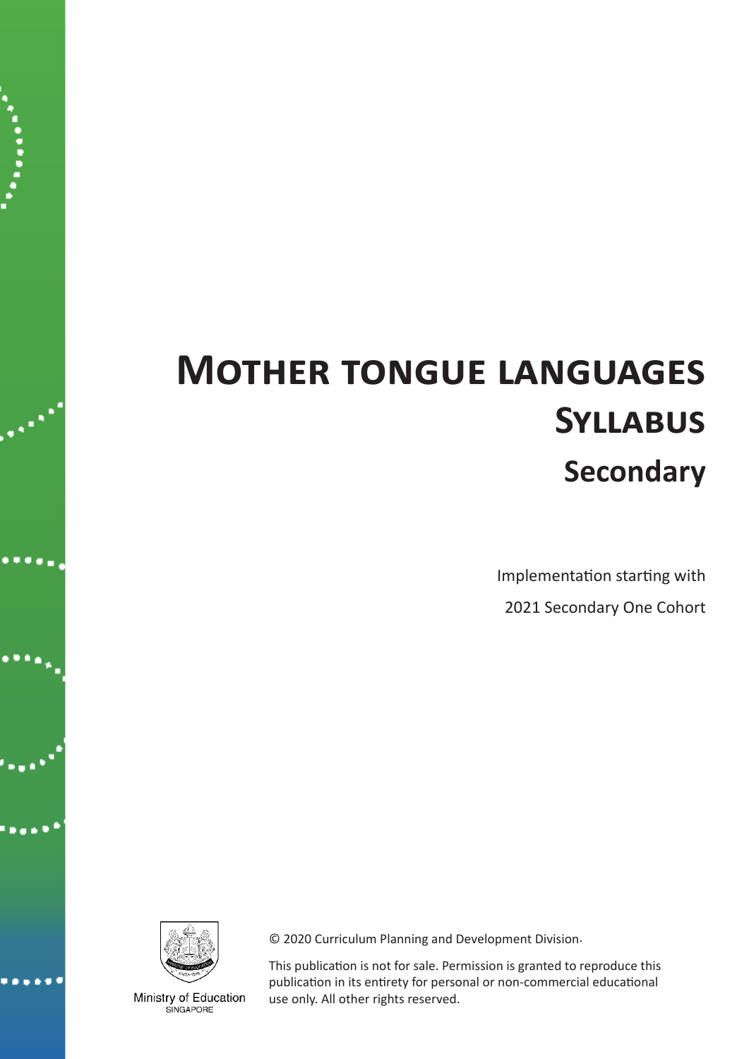# Mother tongue languages Syllabus

## Secondary

Implementation starting with

2021 Secondary One Cohort

Ministry of Education
SINGAPORE

© 2020 Curriculum Planning and Development Division.

This publication is not for sale. Permission is granted to reproduce this publication in its entirety for personal or non-commercial educational use only. All other rights reserved.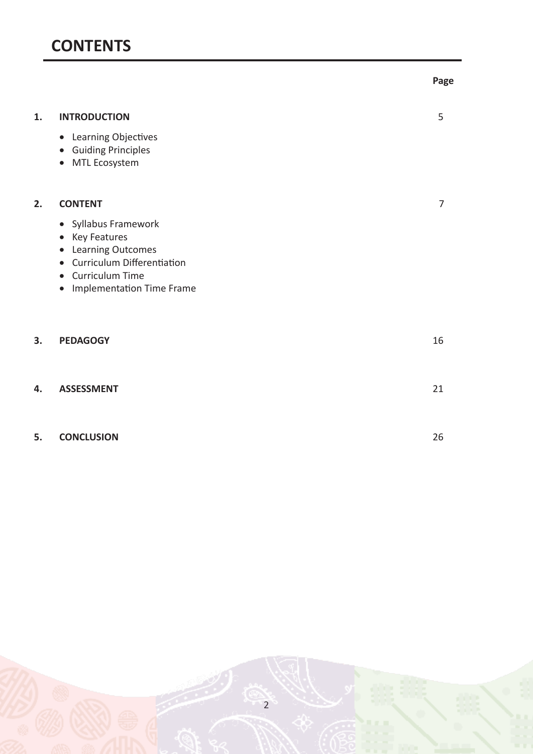# CONTENTS

| | | Page |
|---|---|---|
| 1. | **INTRODUCTION** | 5 |
| | • Learning Objectives<br>• Guiding Principles<br>• MTL Ecosystem | |
| 2. | **CONTENT** | 7 |
| | • Syllabus Framework<br>• Key Features<br>• Learning Outcomes<br>• Curriculum Differentiation<br>• Curriculum Time<br>• Implementation Time Frame | |
| 3. | **PEDAGOGY** | 16 |
| 4. | **ASSESSMENT** | 21 |
| 5. | **CONCLUSION** | 26 |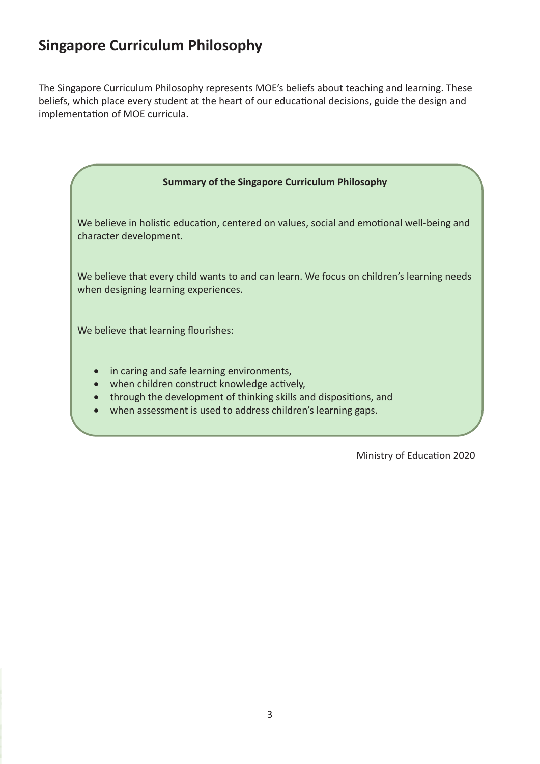## Singapore Curriculum Philosophy

The Singapore Curriculum Philosophy represents MOE's beliefs about teaching and learning. These beliefs, which place every student at the heart of our educational decisions, guide the design and implementation of MOE curricula.

**Summary of the Singapore Curriculum Philosophy**

We believe in holistic education, centered on values, social and emotional well-being and character development.

We believe that every child wants to and can learn. We focus on children's learning needs when designing learning experiences.

We believe that learning flourishes:

- in caring and safe learning environments,
- when children construct knowledge actively,
- through the development of thinking skills and dispositions, and
- when assessment is used to address children's learning gaps.

Ministry of Education 2020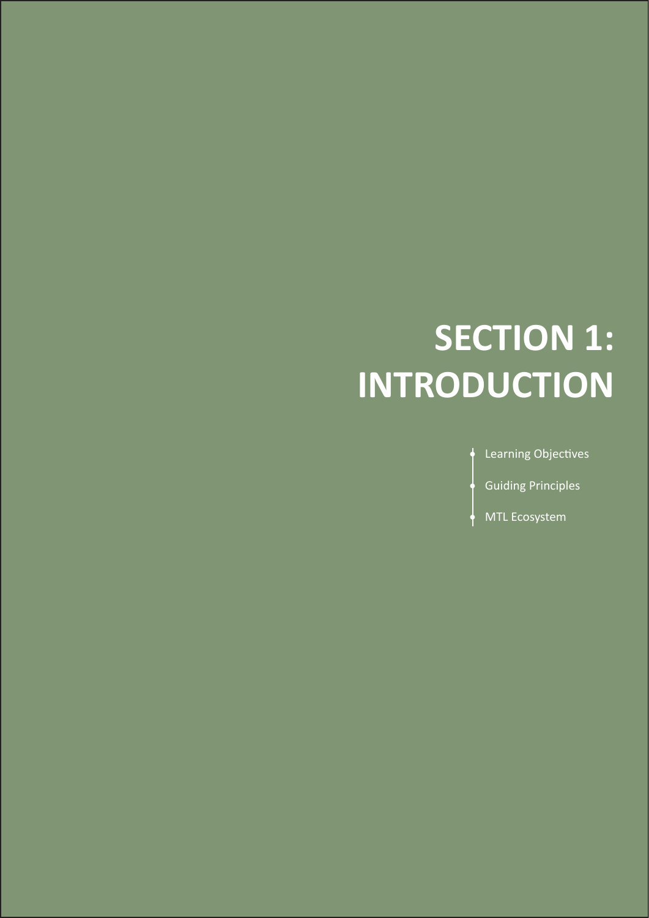# SECTION 1: INTRODUCTION

- Learning Objectives
- Guiding Principles
- MTL Ecosystem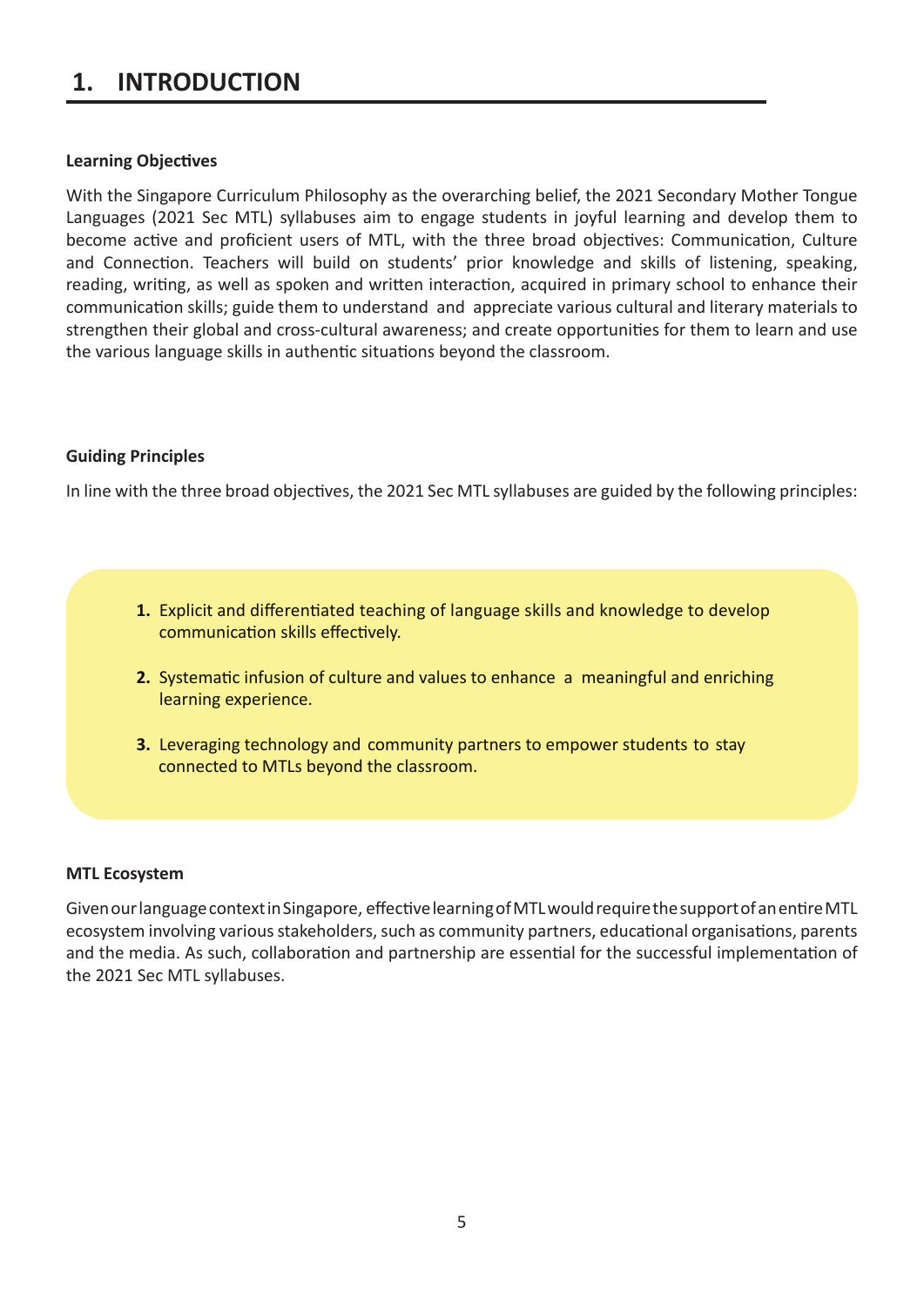# 1. INTRODUCTION

### Learning Objectives

With the Singapore Curriculum Philosophy as the overarching belief, the 2021 Secondary Mother Tongue Languages (2021 Sec MTL) syllabuses aim to engage students in joyful learning and develop them to become active and proficient users of MTL, with the three broad objectives: Communication, Culture and Connection. Teachers will build on students' prior knowledge and skills of listening, speaking, reading, writing, as well as spoken and written interaction, acquired in primary school to enhance their communication skills; guide them to understand and appreciate various cultural and literary materials to strengthen their global and cross-cultural awareness; and create opportunities for them to learn and use the various language skills in authentic situations beyond the classroom.

### Guiding Principles

In line with the three broad objectives, the 2021 Sec MTL syllabuses are guided by the following principles:

1. Explicit and differentiated teaching of language skills and knowledge to develop communication skills effectively.
2. Systematic infusion of culture and values to enhance a meaningful and enriching learning experience.
3. Leveraging technology and community partners to empower students to stay connected to MTLs beyond the classroom.

### MTL Ecosystem

Given our language context in Singapore, effective learning of MTL would require the support of an entire MTL ecosystem involving various stakeholders, such as community partners, educational organisations, parents and the media. As such, collaboration and partnership are essential for the successful implementation of the 2021 Sec MTL syllabuses.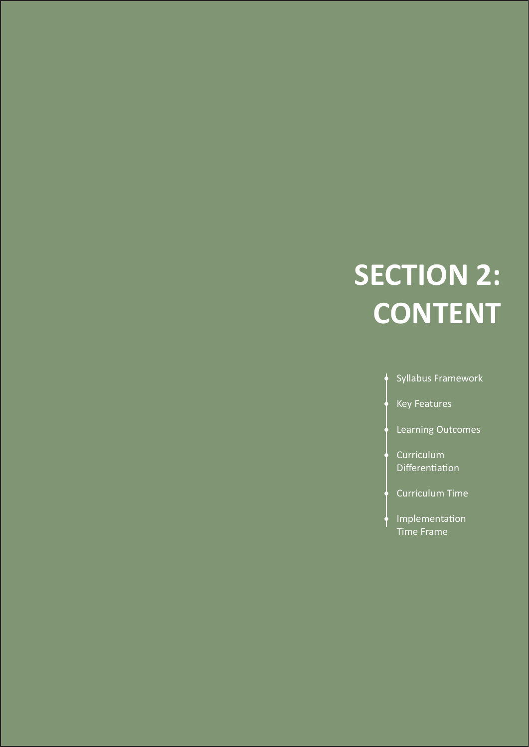# SECTION 2: CONTENT

- Syllabus Framework
- Key Features
- Learning Outcomes
- Curriculum Differentiation
- Curriculum Time
- Implementation Time Frame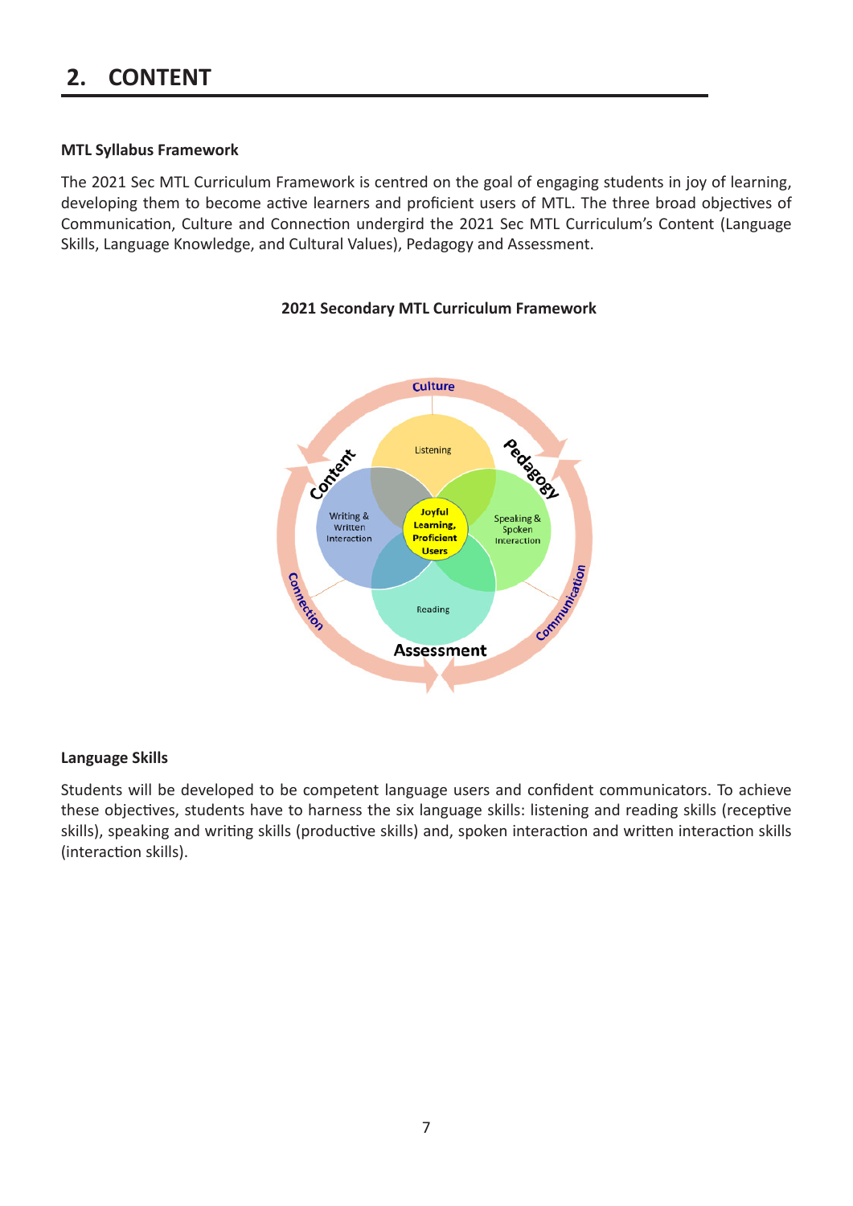## 2. CONTENT

**MTL Syllabus Framework**

The 2021 Sec MTL Curriculum Framework is centred on the goal of engaging students in joy of learning, developing them to become active learners and proficient users of MTL. The three broad objectives of Communication, Culture and Connection undergird the 2021 Sec MTL Curriculum's Content (Language Skills, Language Knowledge, and Cultural Values), Pedagogy and Assessment.

**2021 Secondary MTL Curriculum Framework**

**Language Skills**

Students will be developed to be competent language users and confident communicators. To achieve these objectives, students have to harness the six language skills: listening and reading skills (receptive skills), speaking and writing skills (productive skills) and, spoken interaction and written interaction skills (interaction skills).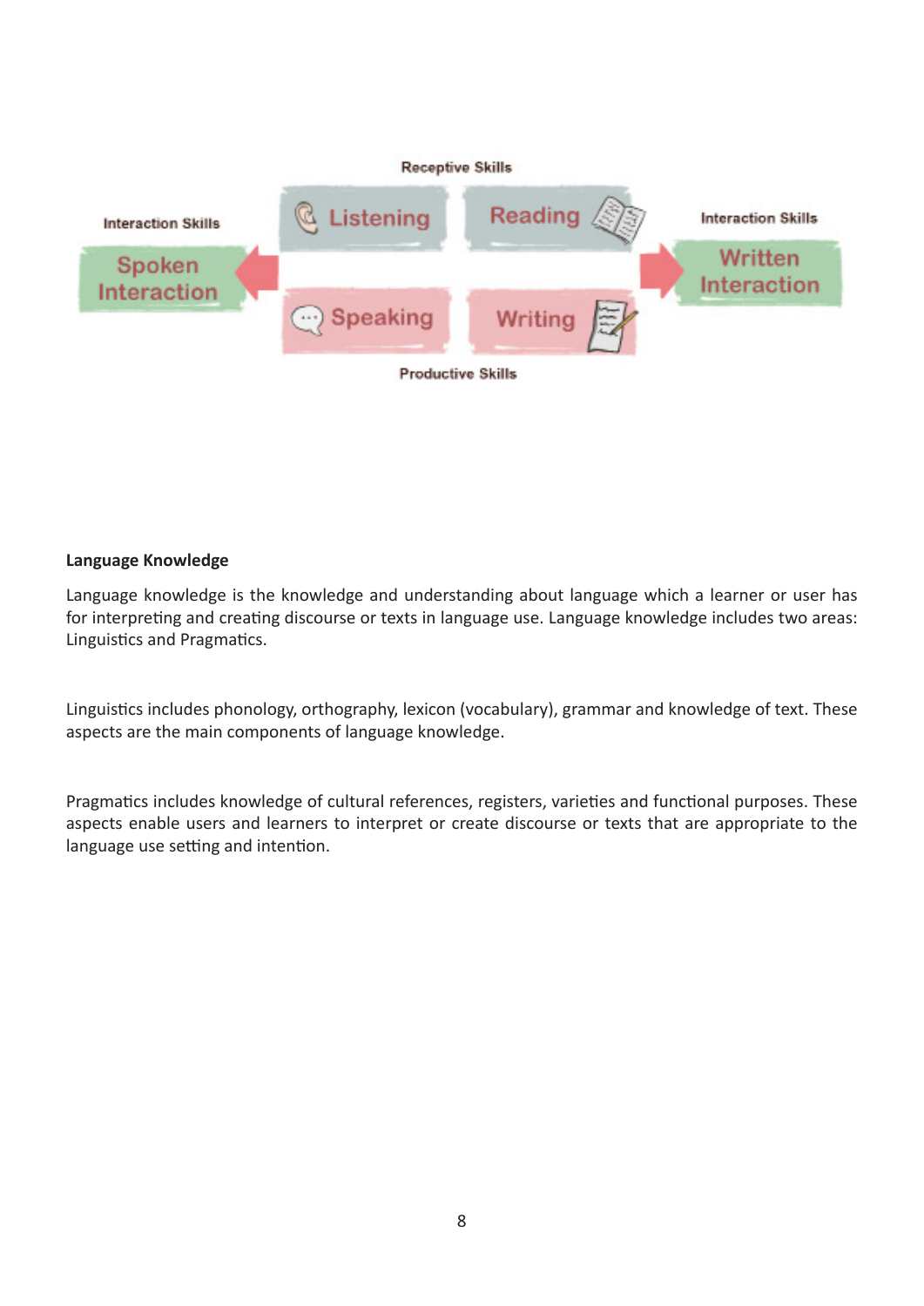Receptive Skills

Interaction Skills

Listening

Reading

Interaction Skills

Spoken Interaction

Written Interaction

Speaking

Writing

Productive Skills

**Language Knowledge**

Language knowledge is the knowledge and understanding about language which a learner or user has for interpreting and creating discourse or texts in language use. Language knowledge includes two areas: Linguistics and Pragmatics.

Linguistics includes phonology, orthography, lexicon (vocabulary), grammar and knowledge of text. These aspects are the main components of language knowledge.

Pragmatics includes knowledge of cultural references, registers, varieties and functional purposes. These aspects enable users and learners to interpret or create discourse or texts that are appropriate to the language use setting and intention.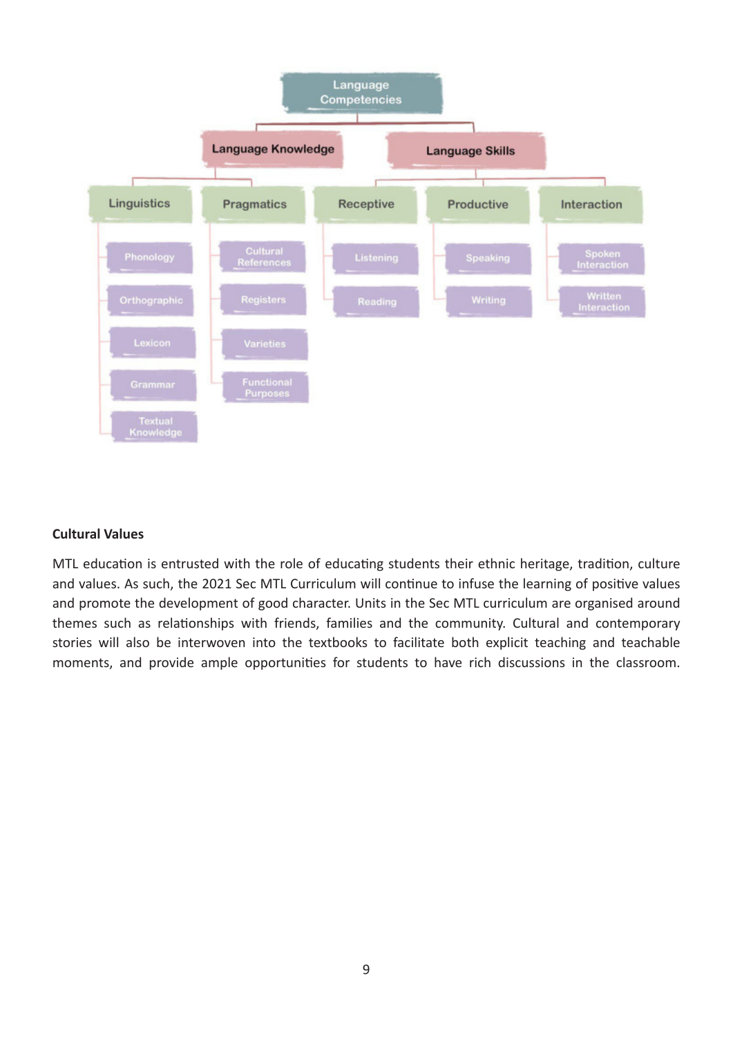Language Competencies

Language Knowledge

Language Skills

Linguistics

Pragmatics

Receptive

Productive

Interaction

Phonology

Orthographic

Lexicon

Grammar

Textual Knowledge

Cultural References

Registers

Varieties

Functional Purposes

Listening

Reading

Speaking

Writing

Spoken Interaction

Written Interaction

**Cultural Values**

MTL education is entrusted with the role of educating students their ethnic heritage, tradition, culture and values. As such, the 2021 Sec MTL Curriculum will continue to infuse the learning of positive values and promote the development of good character. Units in the Sec MTL curriculum are organised around themes such as relationships with friends, families and the community. Cultural and contemporary stories will also be interwoven into the textbooks to facilitate both explicit teaching and teachable moments, and provide ample opportunities for students to have rich discussions in the classroom.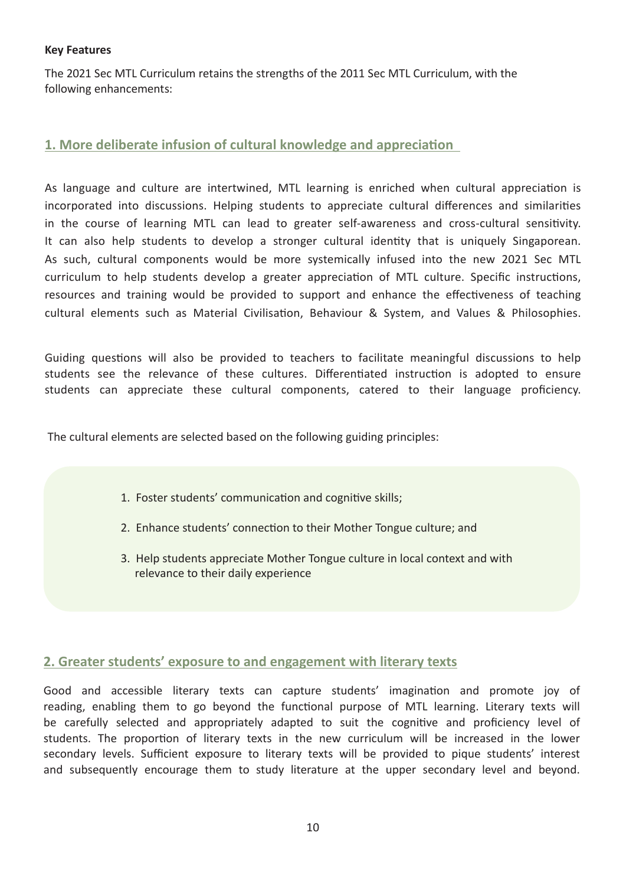**Key Features**

The 2021 Sec MTL Curriculum retains the strengths of the 2011 Sec MTL Curriculum, with the following enhancements:

## 1. More deliberate infusion of cultural knowledge and appreciation

As language and culture are intertwined, MTL learning is enriched when cultural appreciation is incorporated into discussions. Helping students to appreciate cultural differences and similarities in the course of learning MTL can lead to greater self-awareness and cross-cultural sensitivity. It can also help students to develop a stronger cultural identity that is uniquely Singaporean. As such, cultural components would be more systemically infused into the new 2021 Sec MTL curriculum to help students develop a greater appreciation of MTL culture. Specific instructions, resources and training would be provided to support and enhance the effectiveness of teaching cultural elements such as Material Civilisation, Behaviour & System, and Values & Philosophies.

Guiding questions will also be provided to teachers to facilitate meaningful discussions to help students see the relevance of these cultures. Differentiated instruction is adopted to ensure students can appreciate these cultural components, catered to their language proficiency.

The cultural elements are selected based on the following guiding principles:

1. Foster students' communication and cognitive skills;
2. Enhance students' connection to their Mother Tongue culture; and
3. Help students appreciate Mother Tongue culture in local context and with relevance to their daily experience

## 2. Greater students' exposure to and engagement with literary texts

Good and accessible literary texts can capture students' imagination and promote joy of reading, enabling them to go beyond the functional purpose of MTL learning. Literary texts will be carefully selected and appropriately adapted to suit the cognitive and proficiency level of students. The proportion of literary texts in the new curriculum will be increased in the lower secondary levels. Sufficient exposure to literary texts will be provided to pique students' interest and subsequently encourage them to study literature at the upper secondary level and beyond.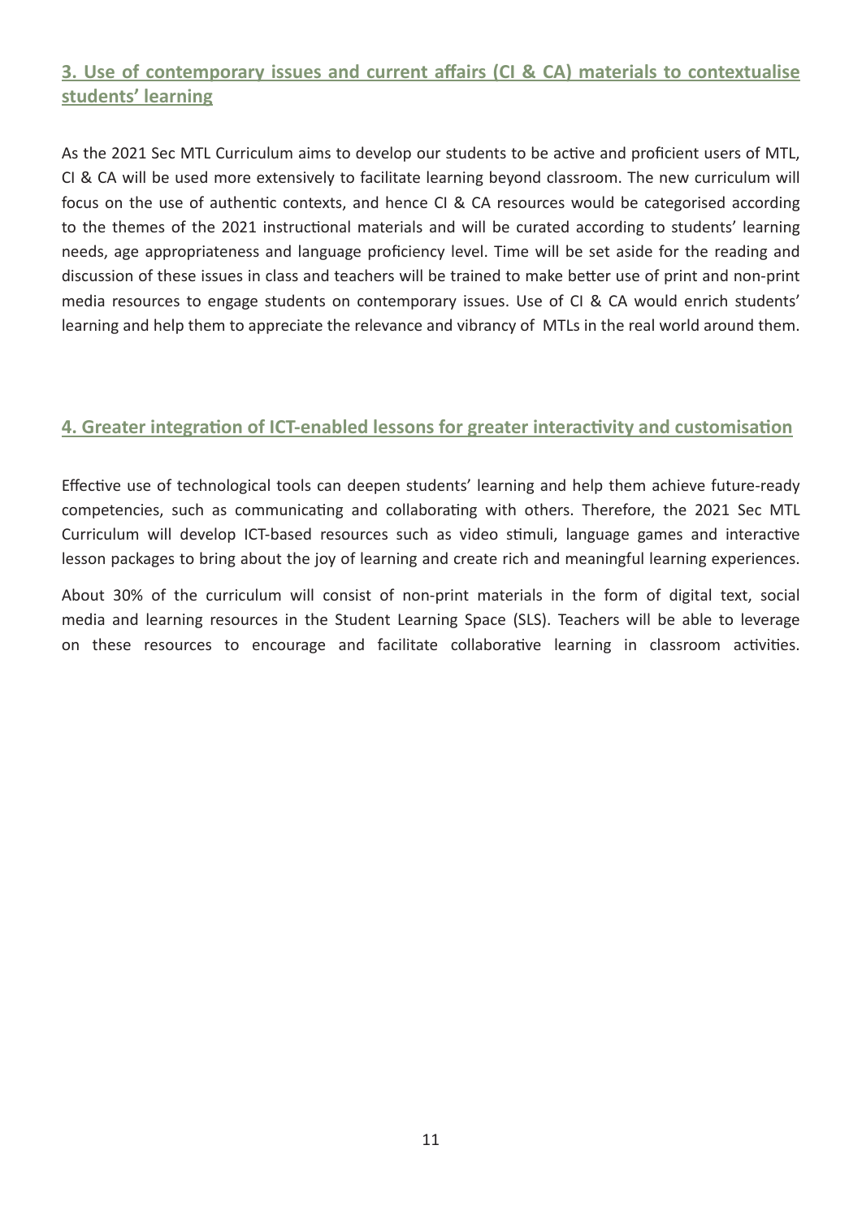## 3. Use of contemporary issues and current affairs (CI & CA) materials to contextualise students' learning

As the 2021 Sec MTL Curriculum aims to develop our students to be active and proficient users of MTL, CI & CA will be used more extensively to facilitate learning beyond classroom. The new curriculum will focus on the use of authentic contexts, and hence CI & CA resources would be categorised according to the themes of the 2021 instructional materials and will be curated according to students' learning needs, age appropriateness and language proficiency level. Time will be set aside for the reading and discussion of these issues in class and teachers will be trained to make better use of print and non-print media resources to engage students on contemporary issues. Use of CI & CA would enrich students' learning and help them to appreciate the relevance and vibrancy of MTLs in the real world around them.

## 4. Greater integration of ICT-enabled lessons for greater interactivity and customisation

Effective use of technological tools can deepen students' learning and help them achieve future-ready competencies, such as communicating and collaborating with others. Therefore, the 2021 Sec MTL Curriculum will develop ICT-based resources such as video stimuli, language games and interactive lesson packages to bring about the joy of learning and create rich and meaningful learning experiences.

About 30% of the curriculum will consist of non-print materials in the form of digital text, social media and learning resources in the Student Learning Space (SLS). Teachers will be able to leverage on these resources to encourage and facilitate collaborative learning in classroom activities.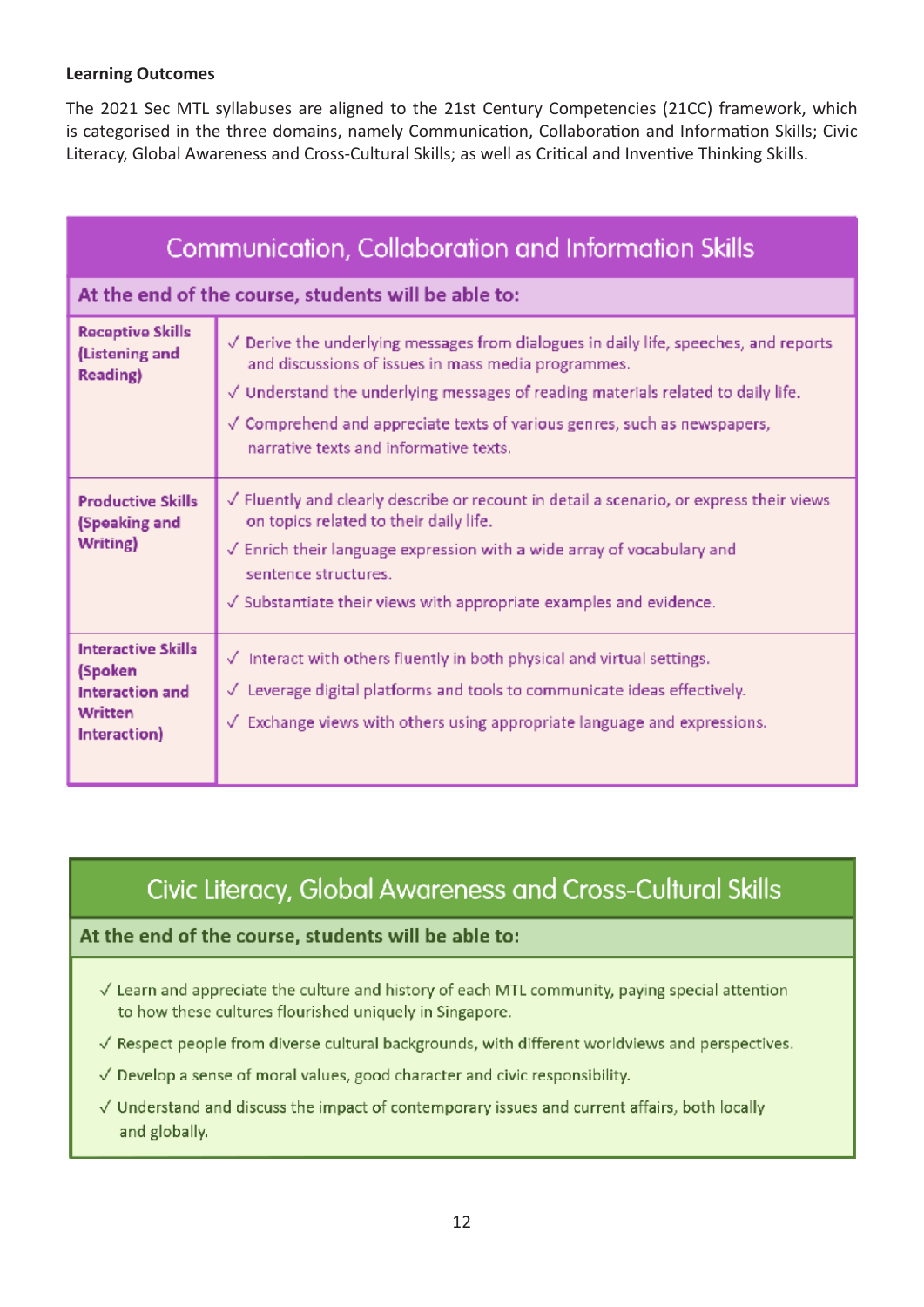**Learning Outcomes**

The 2021 Sec MTL syllabuses are aligned to the 21st Century Competencies (21CC) framework, which is categorised in the three domains, namely Communication, Collaboration and Information Skills; Civic Literacy, Global Awareness and Cross-Cultural Skills; as well as Critical and Inventive Thinking Skills.

## Communication, Collaboration and Information Skills

**At the end of the course, students will be able to:**

| | |
|---|---|
| **Receptive Skills (Listening and Reading)** | ✓ Derive the underlying messages from dialogues in daily life, speeches, and reports and discussions of issues in mass media programmes.<br>✓ Understand the underlying messages of reading materials related to daily life.<br>✓ Comprehend and appreciate texts of various genres, such as newspapers, narrative texts and informative texts. |
| **Productive Skills (Speaking and Writing)** | ✓ Fluently and clearly describe or recount in detail a scenario, or express their views on topics related to their daily life.<br>✓ Enrich their language expression with a wide array of vocabulary and sentence structures.<br>✓ Substantiate their views with appropriate examples and evidence. |
| **Interactive Skills (Spoken Interaction and Written Interaction)** | ✓ Interact with others fluently in both physical and virtual settings.<br>✓ Leverage digital platforms and tools to communicate ideas effectively.<br>✓ Exchange views with others using appropriate language and expressions. |

## Civic Literacy, Global Awareness and Cross-Cultural Skills

**At the end of the course, students will be able to:**

- ✓ Learn and appreciate the culture and history of each MTL community, paying special attention to how these cultures flourished uniquely in Singapore.
- ✓ Respect people from diverse cultural backgrounds, with different worldviews and perspectives.
- ✓ Develop a sense of moral values, good character and civic responsibility.
- ✓ Understand and discuss the impact of contemporary issues and current affairs, both locally and globally.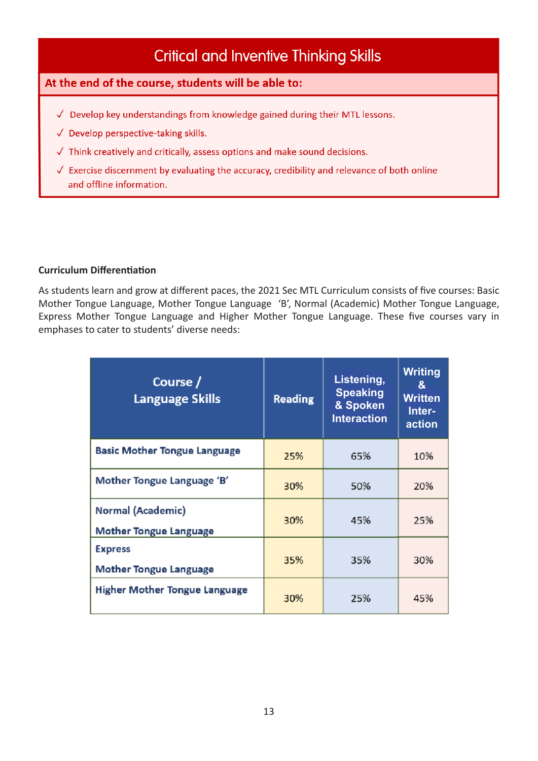## Critical and Inventive Thinking Skills

**At the end of the course, students will be able to:**

- ✓ Develop key understandings from knowledge gained during their MTL lessons.
- ✓ Develop perspective-taking skills.
- ✓ Think creatively and critically, assess options and make sound decisions.
- ✓ Exercise discernment by evaluating the accuracy, credibility and relevance of both online and offline information.

**Curriculum Differentiation**

As students learn and grow at different paces, the 2021 Sec MTL Curriculum consists of five courses: Basic Mother Tongue Language, Mother Tongue Language 'B', Normal (Academic) Mother Tongue Language, Express Mother Tongue Language and Higher Mother Tongue Language. These five courses vary in emphases to cater to students' diverse needs:

| Course / Language Skills | Reading | Listening, Speaking & Spoken Interaction | Writing & Written Inter-action |
|---|---|---|---|
| Basic Mother Tongue Language | 25% | 65% | 10% |
| Mother Tongue Language 'B' | 30% | 50% | 20% |
| Normal (Academic) Mother Tongue Language | 30% | 45% | 25% |
| Express Mother Tongue Language | 35% | 35% | 30% |
| Higher Mother Tongue Language | 30% | 25% | 45% |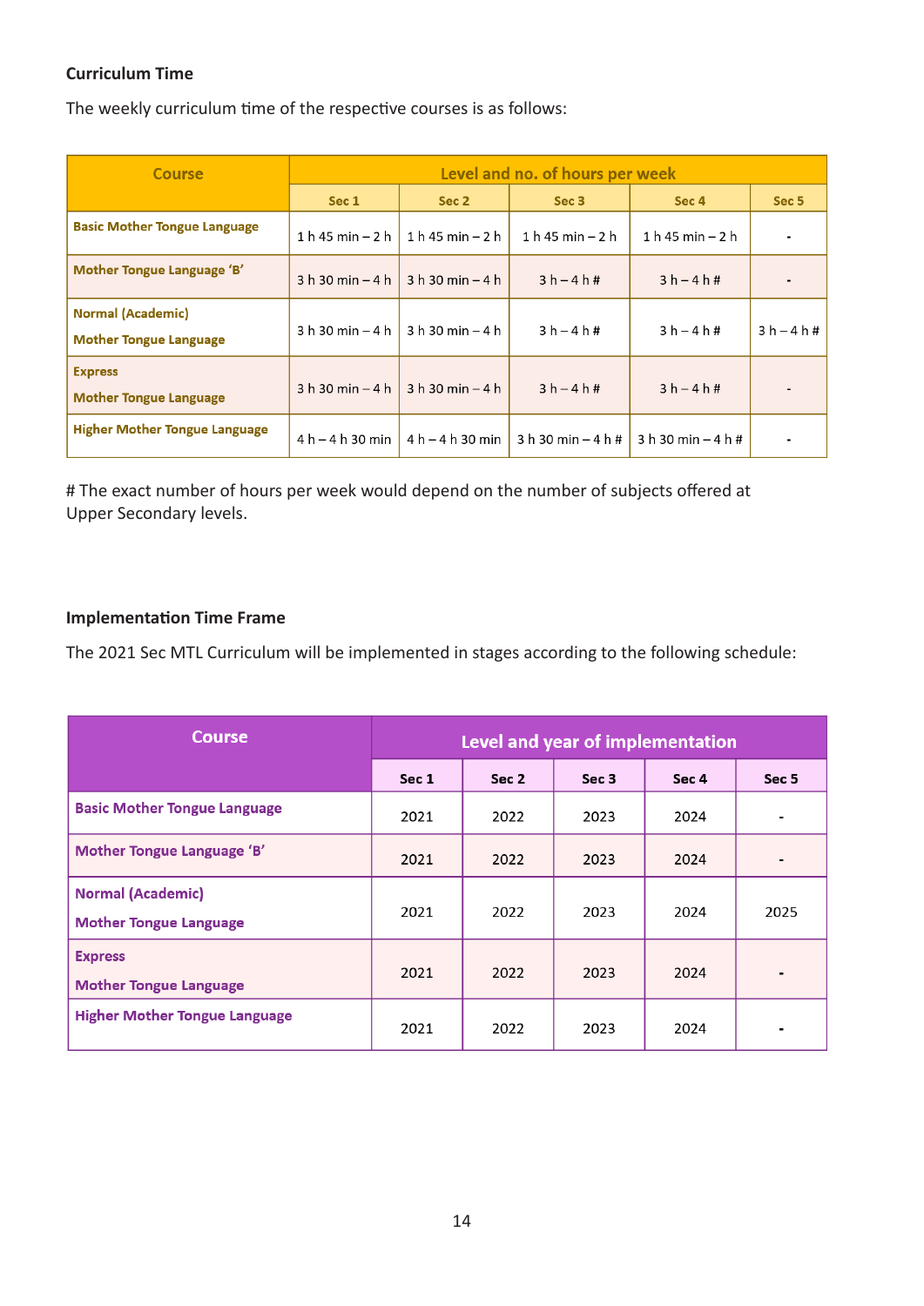**Curriculum Time**

The weekly curriculum time of the respective courses is as follows:

| Course | Level and no. of hours per week | | | | |
|---|---|---|---|---|---|
| | Sec 1 | Sec 2 | Sec 3 | Sec 4 | Sec 5 |
| Basic Mother Tongue Language | 1 h 45 min – 2 h | 1 h 45 min – 2 h | 1 h 45 min – 2 h | 1 h 45 min – 2 h | - |
| Mother Tongue Language 'B' | 3 h 30 min – 4 h | 3 h 30 min – 4 h | 3 h – 4 h # | 3 h – 4 h # | - |
| Normal (Academic) Mother Tongue Language | 3 h 30 min – 4 h | 3 h 30 min – 4 h | 3 h – 4 h # | 3 h – 4 h # | 3 h – 4 h # |
| Express Mother Tongue Language | 3 h 30 min – 4 h | 3 h 30 min – 4 h | 3 h – 4 h # | 3 h – 4 h # | - |
| Higher Mother Tongue Language | 4 h – 4 h 30 min | 4 h – 4 h 30 min | 3 h 30 min – 4 h # | 3 h 30 min – 4 h # | - |

# The exact number of hours per week would depend on the number of subjects offered at Upper Secondary levels.

**Implementation Time Frame**

The 2021 Sec MTL Curriculum will be implemented in stages according to the following schedule:

| Course | Level and year of implementation | | | | |
|---|---|---|---|---|---|
| | Sec 1 | Sec 2 | Sec 3 | Sec 4 | Sec 5 |
| Basic Mother Tongue Language | 2021 | 2022 | 2023 | 2024 | - |
| Mother Tongue Language 'B' | 2021 | 2022 | 2023 | 2024 | - |
| Normal (Academic) Mother Tongue Language | 2021 | 2022 | 2023 | 2024 | 2025 |
| Express Mother Tongue Language | 2021 | 2022 | 2023 | 2024 | - |
| Higher Mother Tongue Language | 2021 | 2022 | 2023 | 2024 | - |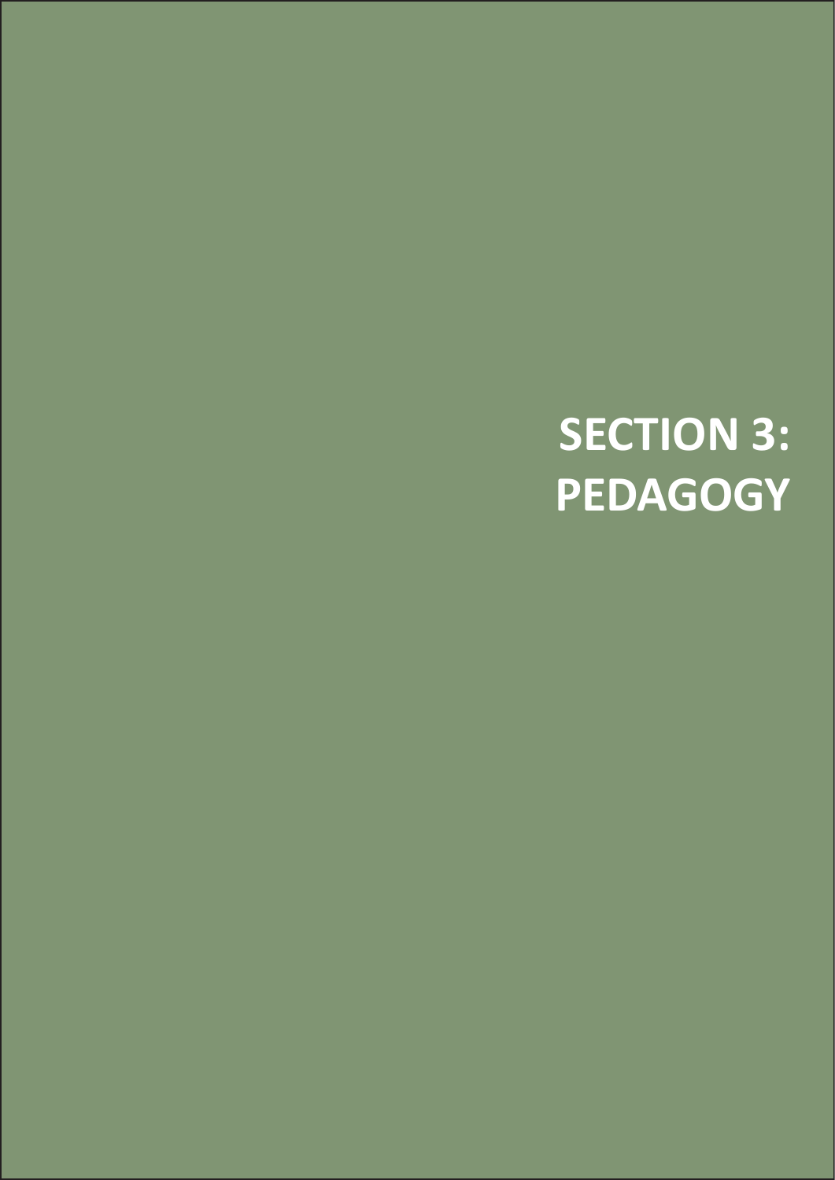# SECTION 3: PEDAGOGY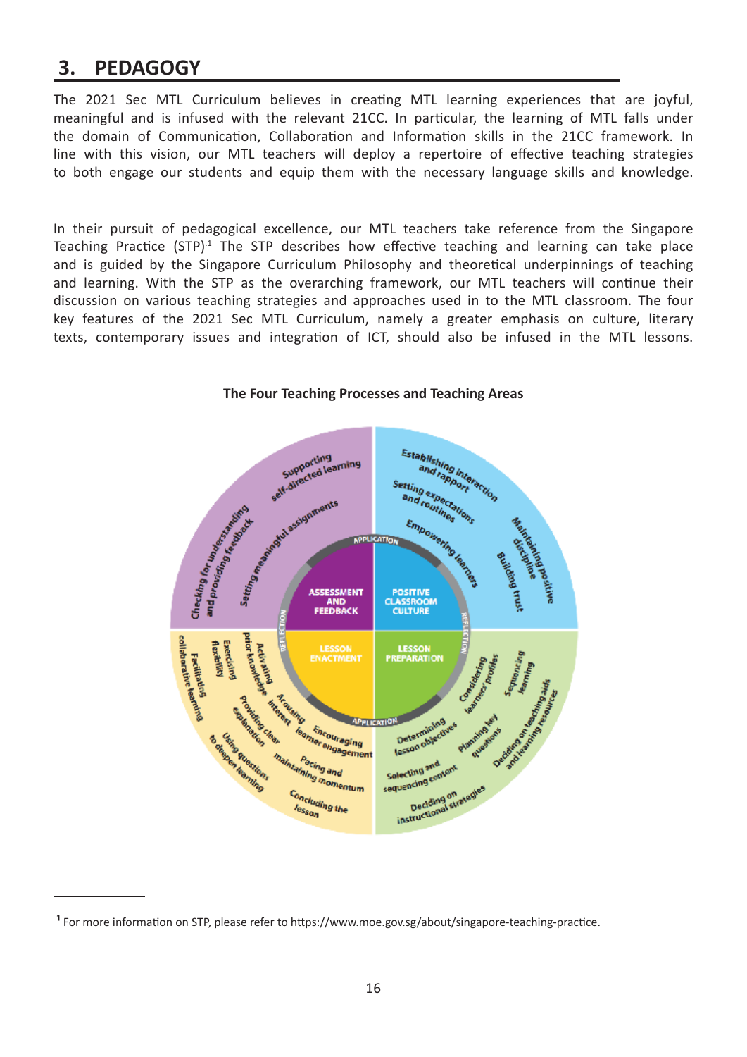## 3. PEDAGOGY

The 2021 Sec MTL Curriculum believes in creating MTL learning experiences that are joyful, meaningful and is infused with the relevant 21CC. In particular, the learning of MTL falls under the domain of Communication, Collaboration and Information skills in the 21CC framework. In line with this vision, our MTL teachers will deploy a repertoire of effective teaching strategies to both engage our students and equip them with the necessary language skills and knowledge.

In their pursuit of pedagogical excellence, our MTL teachers take reference from the Singapore Teaching Practice (STP).[1] The STP describes how effective teaching and learning can take place and is guided by the Singapore Curriculum Philosophy and theoretical underpinnings of teaching and learning. With the STP as the overarching framework, our MTL teachers will continue their discussion on various teaching strategies and approaches used in to the MTL classroom. The four key features of the 2021 Sec MTL Curriculum, namely a greater emphasis on culture, literary texts, contemporary issues and integration of ICT, should also be infused in the MTL lessons.

**The Four Teaching Processes and Teaching Areas**

ASSESSMENT AND FEEDBACK
Supporting self-directed learning
Setting meaningful assignments
Checking for understanding and providing feedback

POSITIVE CLASSROOM CULTURE
Establishing interaction and rapport
Setting expectations and routines
Empowering learners
Maintaining positive discipline
Building trust

LESSON ENACTMENT
Facilitating collaborative learning
Exercising flexibility
Activating prior knowledge
Arousing interest
Encouraging learner engagement
Providing clear explanation
Using questions to deepen learning
Pacing and maintaining momentum
Concluding the lesson

LESSON PREPARATION
Considering learners' profiles
Sequencing learning
Deciding on teaching aids and learning resources
Determining lesson objectives
Planning key questions
Selecting and sequencing content
Deciding on instructional strategies

APPLICATION
REFLECTION

[1] For more information on STP, please refer to https://www.moe.gov.sg/about/singapore-teaching-practice.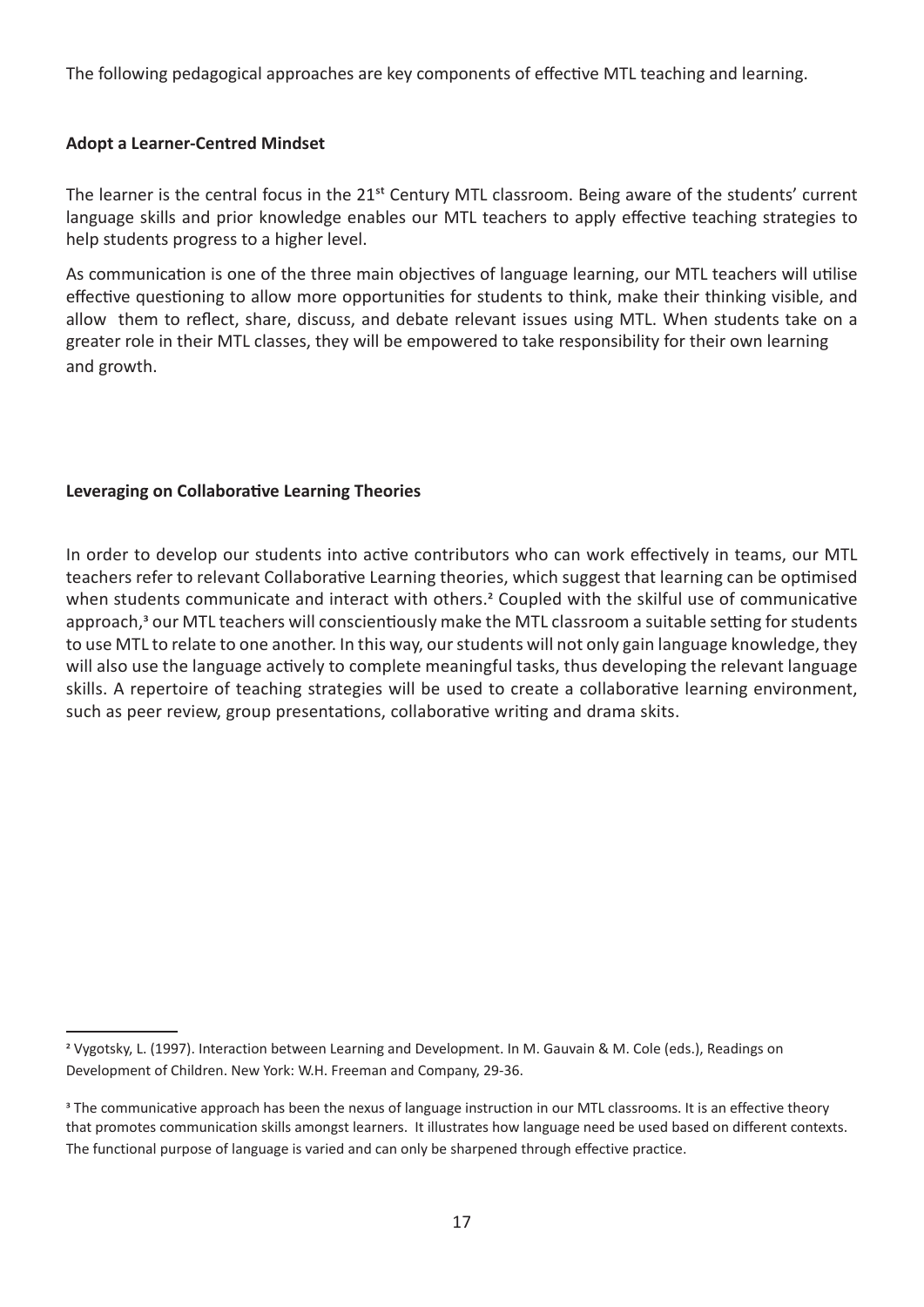The following pedagogical approaches are key components of effective MTL teaching and learning.

**Adopt a Learner-Centred Mindset**

The learner is the central focus in the 21st Century MTL classroom. Being aware of the students' current language skills and prior knowledge enables our MTL teachers to apply effective teaching strategies to help students progress to a higher level.

As communication is one of the three main objectives of language learning, our MTL teachers will utilise effective questioning to allow more opportunities for students to think, make their thinking visible, and allow them to reflect, share, discuss, and debate relevant issues using MTL. When students take on a greater role in their MTL classes, they will be empowered to take responsibility for their own learning and growth.

**Leveraging on Collaborative Learning Theories**

In order to develop our students into active contributors who can work effectively in teams, our MTL teachers refer to relevant Collaborative Learning theories, which suggest that learning can be optimised when students communicate and interact with others.[2] Coupled with the skilful use of communicative approach,[3] our MTL teachers will conscientiously make the MTL classroom a suitable setting for students to use MTL to relate to one another. In this way, our students will not only gain language knowledge, they will also use the language actively to complete meaningful tasks, thus developing the relevant language skills. A repertoire of teaching strategies will be used to create a collaborative learning environment, such as peer review, group presentations, collaborative writing and drama skits.

---

[2] Vygotsky, L. (1997). Interaction between Learning and Development. In M. Gauvain & M. Cole (eds.), Readings on Development of Children. New York: W.H. Freeman and Company, 29-36.

[3] The communicative approach has been the nexus of language instruction in our MTL classrooms. It is an effective theory that promotes communication skills amongst learners. It illustrates how language need be used based on different contexts. The functional purpose of language is varied and can only be sharpened through effective practice.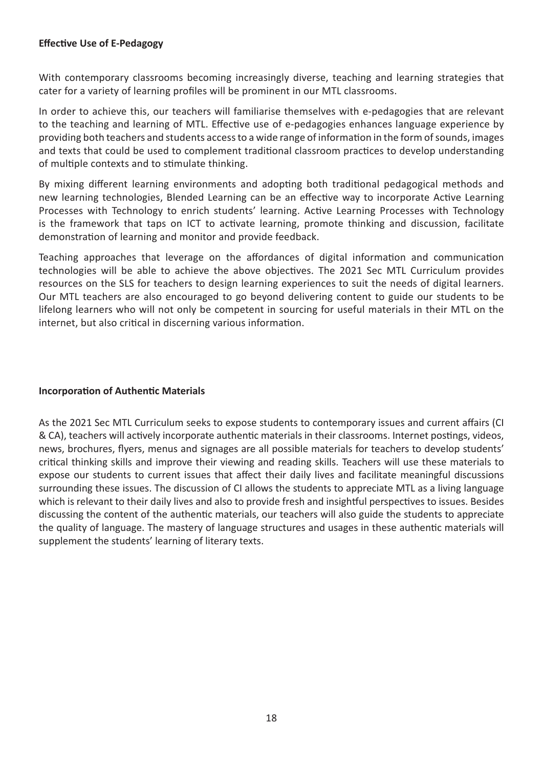**Effective Use of E-Pedagogy**

With contemporary classrooms becoming increasingly diverse, teaching and learning strategies that cater for a variety of learning profiles will be prominent in our MTL classrooms.

In order to achieve this, our teachers will familiarise themselves with e-pedagogies that are relevant to the teaching and learning of MTL. Effective use of e-pedagogies enhances language experience by providing both teachers and students access to a wide range of information in the form of sounds, images and texts that could be used to complement traditional classroom practices to develop understanding of multiple contexts and to stimulate thinking.

By mixing different learning environments and adopting both traditional pedagogical methods and new learning technologies, Blended Learning can be an effective way to incorporate Active Learning Processes with Technology to enrich students' learning. Active Learning Processes with Technology is the framework that taps on ICT to activate learning, promote thinking and discussion, facilitate demonstration of learning and monitor and provide feedback.

Teaching approaches that leverage on the affordances of digital information and communication technologies will be able to achieve the above objectives. The 2021 Sec MTL Curriculum provides resources on the SLS for teachers to design learning experiences to suit the needs of digital learners. Our MTL teachers are also encouraged to go beyond delivering content to guide our students to be lifelong learners who will not only be competent in sourcing for useful materials in their MTL on the internet, but also critical in discerning various information.

**Incorporation of Authentic Materials**

As the 2021 Sec MTL Curriculum seeks to expose students to contemporary issues and current affairs (CI & CA), teachers will actively incorporate authentic materials in their classrooms. Internet postings, videos, news, brochures, flyers, menus and signages are all possible materials for teachers to develop students' critical thinking skills and improve their viewing and reading skills. Teachers will use these materials to expose our students to current issues that affect their daily lives and facilitate meaningful discussions surrounding these issues. The discussion of CI allows the students to appreciate MTL as a living language which is relevant to their daily lives and also to provide fresh and insightful perspectives to issues. Besides discussing the content of the authentic materials, our teachers will also guide the students to appreciate the quality of language. The mastery of language structures and usages in these authentic materials will supplement the students' learning of literary texts.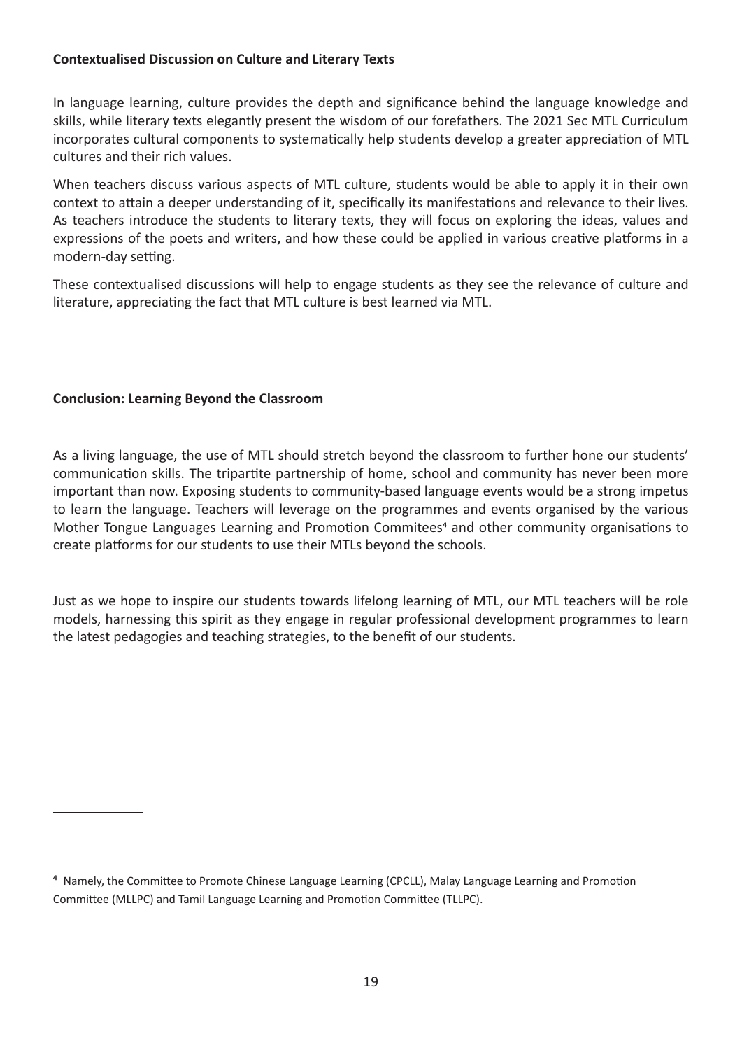**Contextualised Discussion on Culture and Literary Texts**

In language learning, culture provides the depth and significance behind the language knowledge and skills, while literary texts elegantly present the wisdom of our forefathers. The 2021 Sec MTL Curriculum incorporates cultural components to systematically help students develop a greater appreciation of MTL cultures and their rich values.

When teachers discuss various aspects of MTL culture, students would be able to apply it in their own context to attain a deeper understanding of it, specifically its manifestations and relevance to their lives. As teachers introduce the students to literary texts, they will focus on exploring the ideas, values and expressions of the poets and writers, and how these could be applied in various creative platforms in a modern-day setting.

These contextualised discussions will help to engage students as they see the relevance of culture and literature, appreciating the fact that MTL culture is best learned via MTL.

**Conclusion: Learning Beyond the Classroom**

As a living language, the use of MTL should stretch beyond the classroom to further hone our students' communication skills. The tripartite partnership of home, school and community has never been more important than now. Exposing students to community-based language events would be a strong impetus to learn the language. Teachers will leverage on the programmes and events organised by the various Mother Tongue Languages Learning and Promotion Commitees[4] and other community organisations to create platforms for our students to use their MTLs beyond the schools.

Just as we hope to inspire our students towards lifelong learning of MTL, our MTL teachers will be role models, harnessing this spirit as they engage in regular professional development programmes to learn the latest pedagogies and teaching strategies, to the benefit of our students.

---

[4] Namely, the Committee to Promote Chinese Language Learning (CPCLL), Malay Language Learning and Promotion Committee (MLLPC) and Tamil Language Learning and Promotion Committee (TLLPC).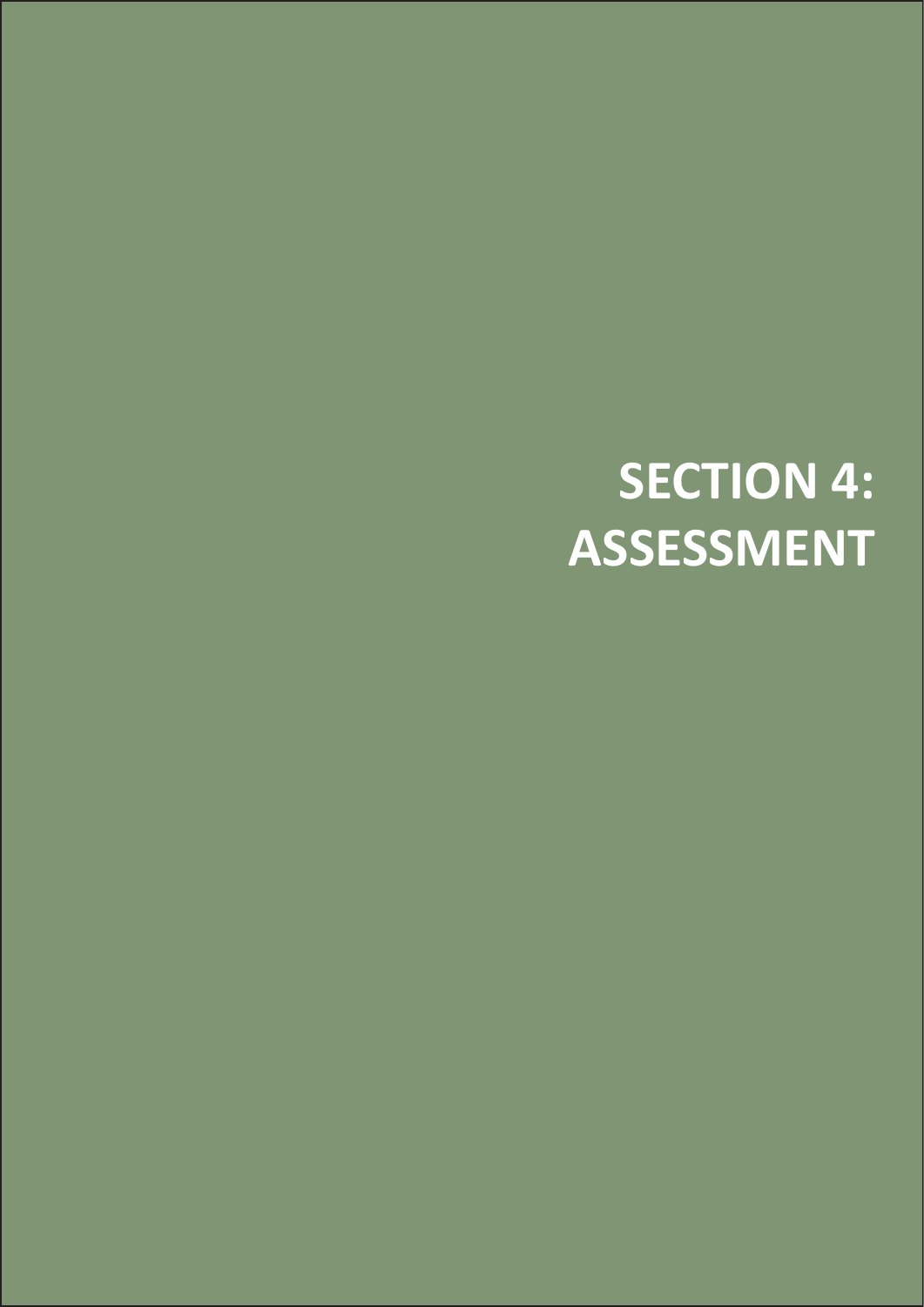# SECTION 4: ASSESSMENT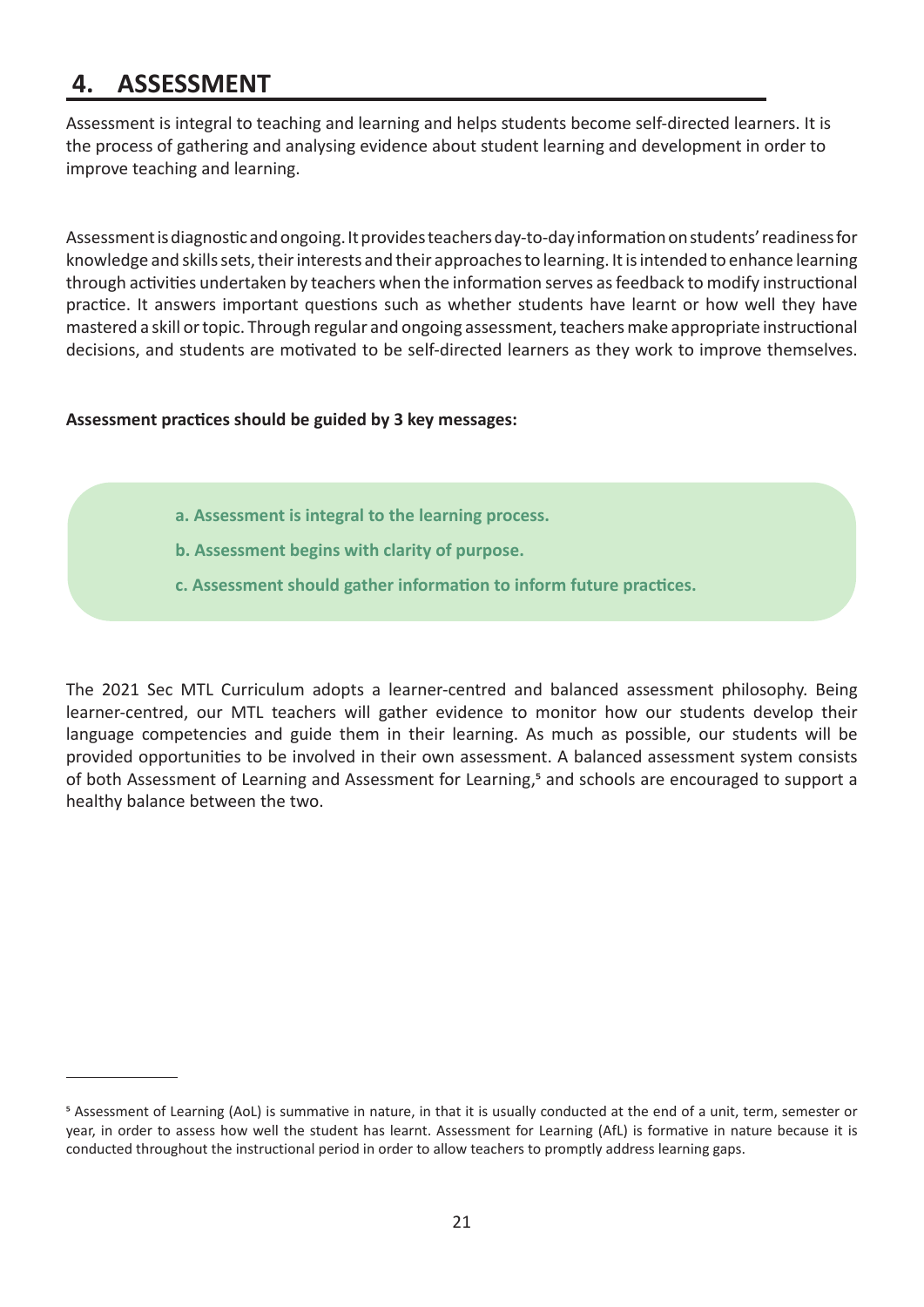# 4. ASSESSMENT

Assessment is integral to teaching and learning and helps students become self-directed learners. It is the process of gathering and analysing evidence about student learning and development in order to improve teaching and learning.

Assessment is diagnostic and ongoing. It provides teachers day-to-day information on students' readiness for knowledge and skills sets, their interests and their approaches to learning. It is intended to enhance learning through activities undertaken by teachers when the information serves as feedback to modify instructional practice. It answers important questions such as whether students have learnt or how well they have mastered a skill or topic. Through regular and ongoing assessment, teachers make appropriate instructional decisions, and students are motivated to be self-directed learners as they work to improve themselves.

**Assessment practices should be guided by 3 key messages:**

**a. Assessment is integral to the learning process.**

**b. Assessment begins with clarity of purpose.**

**c. Assessment should gather information to inform future practices.**

The 2021 Sec MTL Curriculum adopts a learner-centred and balanced assessment philosophy. Being learner-centred, our MTL teachers will gather evidence to monitor how our students develop their language competencies and guide them in their learning. As much as possible, our students will be provided opportunities to be involved in their own assessment. A balanced assessment system consists of both Assessment of Learning and Assessment for Learning,[5] and schools are encouraged to support a healthy balance between the two.

---

[5] Assessment of Learning (AoL) is summative in nature, in that it is usually conducted at the end of a unit, term, semester or year, in order to assess how well the student has learnt. Assessment for Learning (AfL) is formative in nature because it is conducted throughout the instructional period in order to allow teachers to promptly address learning gaps.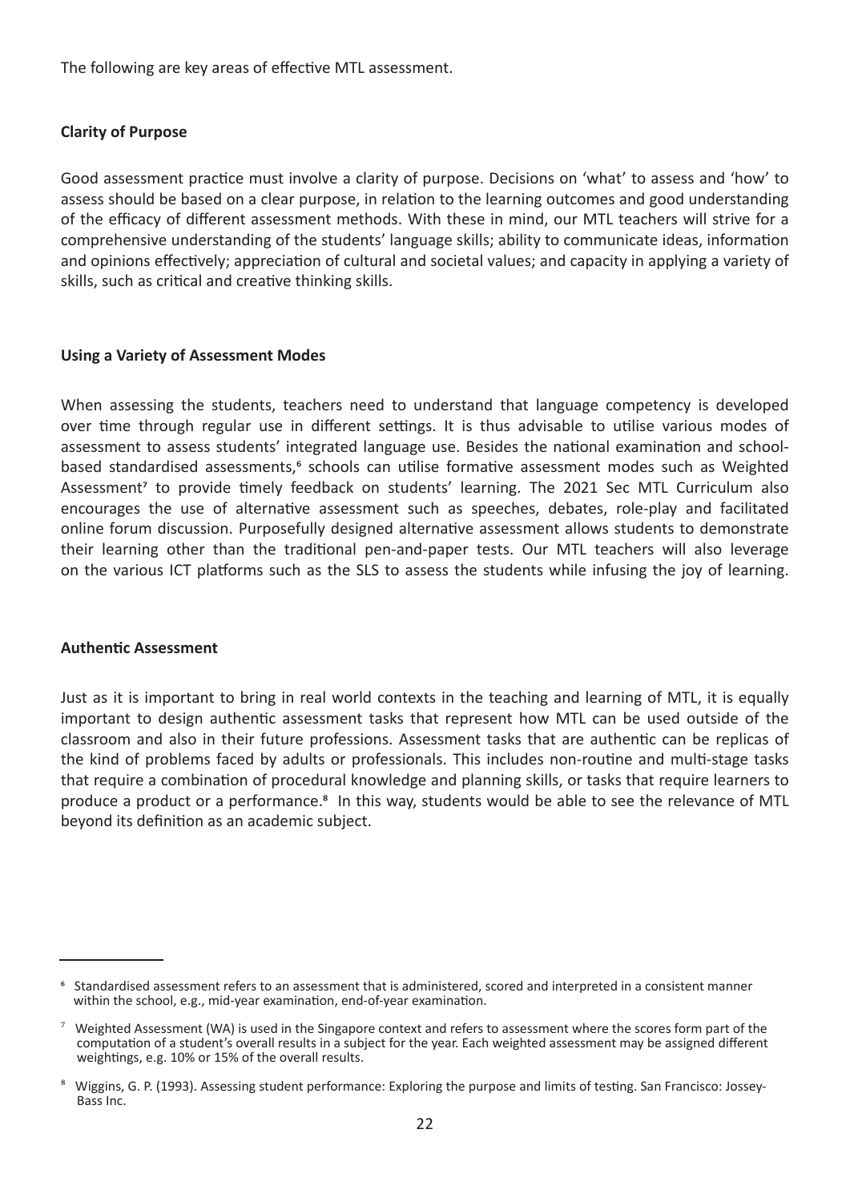The following are key areas of effective MTL assessment.

**Clarity of Purpose**

Good assessment practice must involve a clarity of purpose. Decisions on 'what' to assess and 'how' to assess should be based on a clear purpose, in relation to the learning outcomes and good understanding of the efficacy of different assessment methods. With these in mind, our MTL teachers will strive for a comprehensive understanding of the students' language skills; ability to communicate ideas, information and opinions effectively; appreciation of cultural and societal values; and capacity in applying a variety of skills, such as critical and creative thinking skills.

**Using a Variety of Assessment Modes**

When assessing the students, teachers need to understand that language competency is developed over time through regular use in different settings. It is thus advisable to utilise various modes of assessment to assess students' integrated language use. Besides the national examination and school-based standardised assessments,[6] schools can utilise formative assessment modes such as Weighted Assessment[7] to provide timely feedback on students' learning. The 2021 Sec MTL Curriculum also encourages the use of alternative assessment such as speeches, debates, role-play and facilitated online forum discussion. Purposefully designed alternative assessment allows students to demonstrate their learning other than the traditional pen-and-paper tests. Our MTL teachers will also leverage on the various ICT platforms such as the SLS to assess the students while infusing the joy of learning.

**Authentic Assessment**

Just as it is important to bring in real world contexts in the teaching and learning of MTL, it is equally important to design authentic assessment tasks that represent how MTL can be used outside of the classroom and also in their future professions. Assessment tasks that are authentic can be replicas of the kind of problems faced by adults or professionals. This includes non-routine and multi-stage tasks that require a combination of procedural knowledge and planning skills, or tasks that require learners to produce a product or a performance.[8] In this way, students would be able to see the relevance of MTL beyond its definition as an academic subject.

---

[6] Standardised assessment refers to an assessment that is administered, scored and interpreted in a consistent manner within the school, e.g., mid-year examination, end-of-year examination.

[7] Weighted Assessment (WA) is used in the Singapore context and refers to assessment where the scores form part of the computation of a student's overall results in a subject for the year. Each weighted assessment may be assigned different weightings, e.g. 10% or 15% of the overall results.

[8] Wiggins, G. P. (1993). Assessing student performance: Exploring the purpose and limits of testing. San Francisco: Jossey-Bass Inc.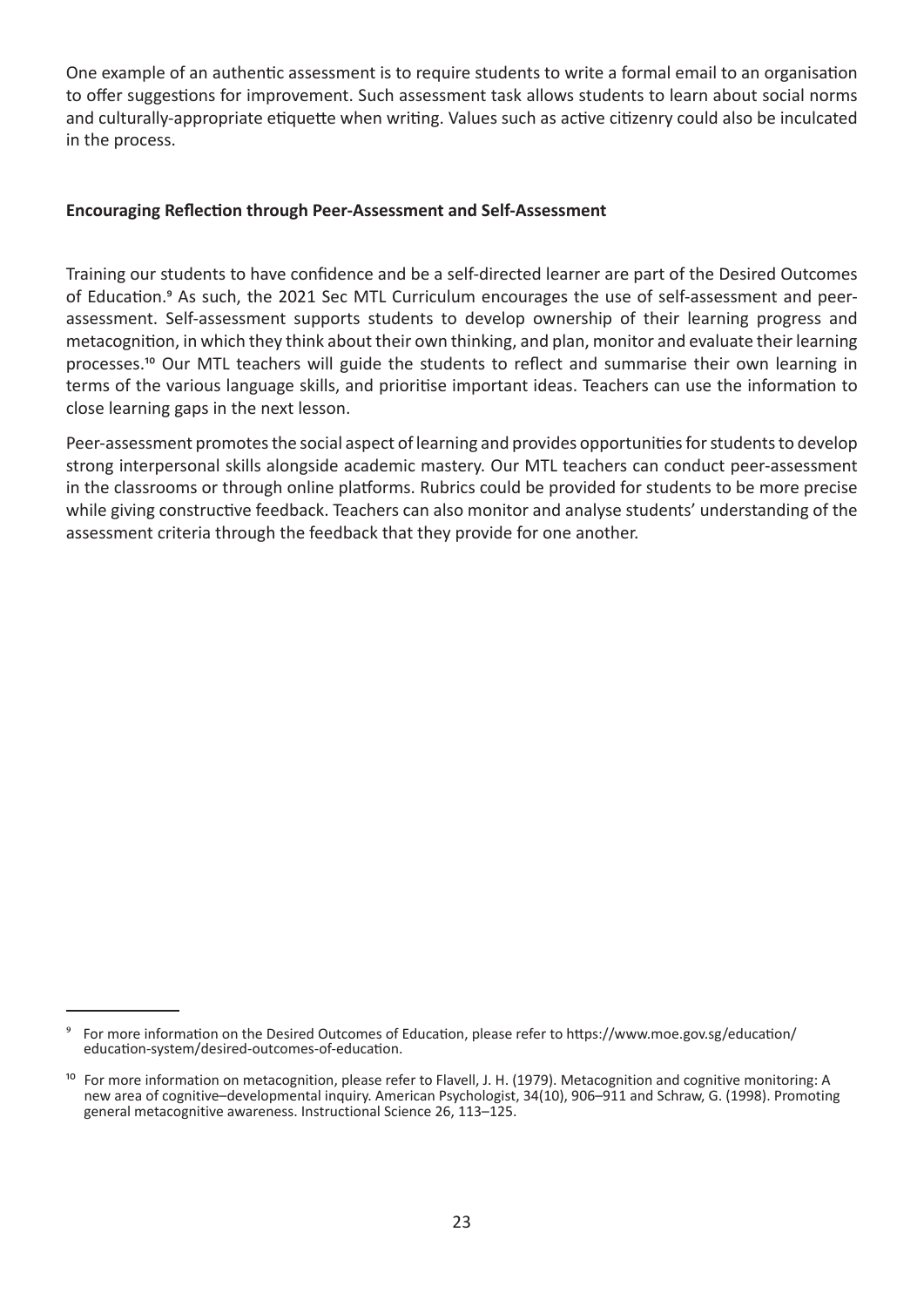One example of an authentic assessment is to require students to write a formal email to an organisation to offer suggestions for improvement. Such assessment task allows students to learn about social norms and culturally-appropriate etiquette when writing. Values such as active citizenry could also be inculcated in the process.

**Encouraging Reflection through Peer-Assessment and Self-Assessment**

Training our students to have confidence and be a self-directed learner are part of the Desired Outcomes of Education.[9] As such, the 2021 Sec MTL Curriculum encourages the use of self-assessment and peer-assessment. Self-assessment supports students to develop ownership of their learning progress and metacognition, in which they think about their own thinking, and plan, monitor and evaluate their learning processes.[10] Our MTL teachers will guide the students to reflect and summarise their own learning in terms of the various language skills, and prioritise important ideas. Teachers can use the information to close learning gaps in the next lesson.

Peer-assessment promotes the social aspect of learning and provides opportunities for students to develop strong interpersonal skills alongside academic mastery. Our MTL teachers can conduct peer-assessment in the classrooms or through online platforms. Rubrics could be provided for students to be more precise while giving constructive feedback. Teachers can also monitor and analyse students' understanding of the assessment criteria through the feedback that they provide for one another.

---

[9] For more information on the Desired Outcomes of Education, please refer to https://www.moe.gov.sg/education/education-system/desired-outcomes-of-education.

[10] For more information on metacognition, please refer to Flavell, J. H. (1979). Metacognition and cognitive monitoring: A new area of cognitive–developmental inquiry. American Psychologist, 34(10), 906–911 and Schraw, G. (1998). Promoting general metacognitive awareness. Instructional Science 26, 113–125.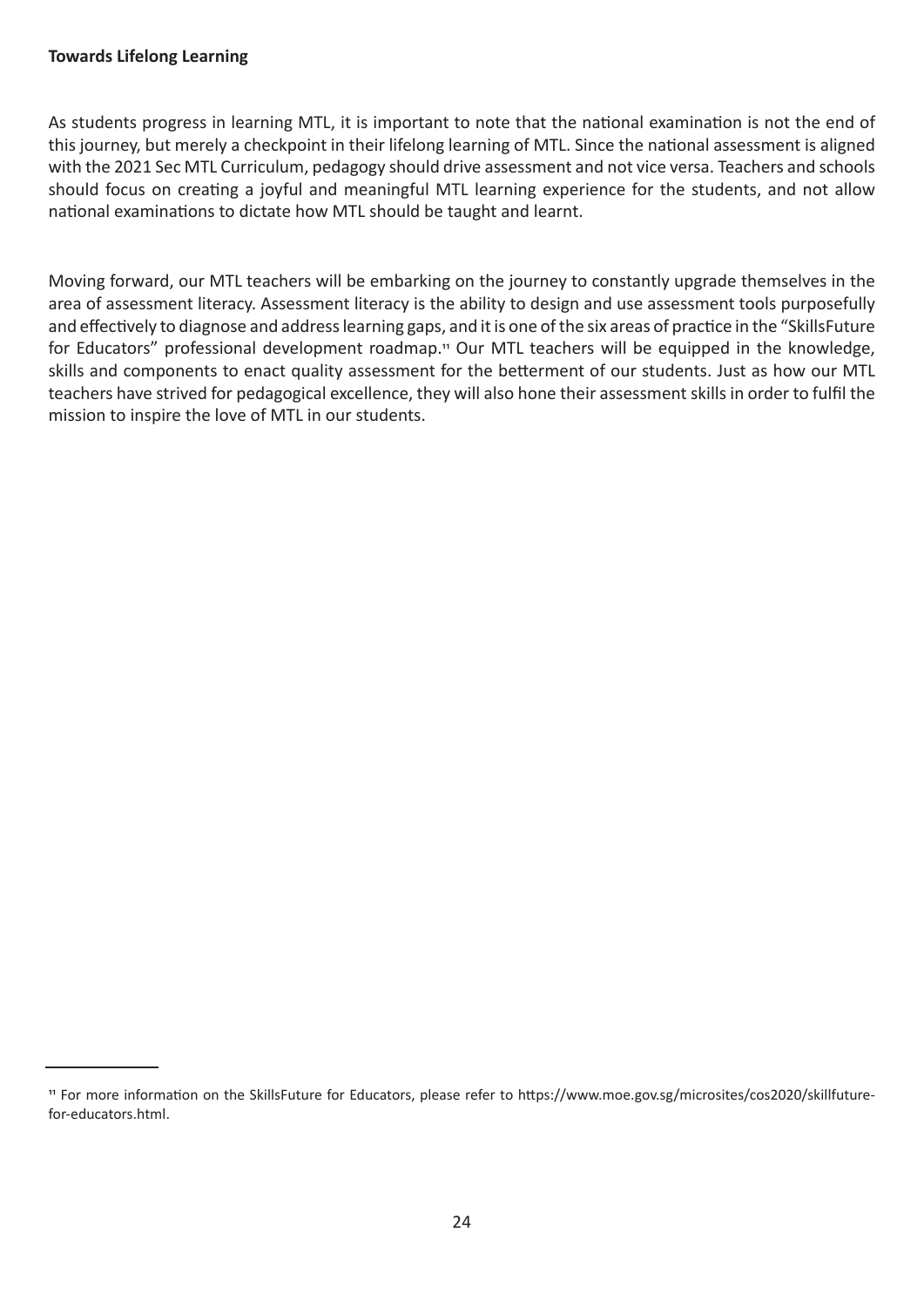**Towards Lifelong Learning**

As students progress in learning MTL, it is important to note that the national examination is not the end of this journey, but merely a checkpoint in their lifelong learning of MTL. Since the national assessment is aligned with the 2021 Sec MTL Curriculum, pedagogy should drive assessment and not vice versa. Teachers and schools should focus on creating a joyful and meaningful MTL learning experience for the students, and not allow national examinations to dictate how MTL should be taught and learnt.

Moving forward, our MTL teachers will be embarking on the journey to constantly upgrade themselves in the area of assessment literacy. Assessment literacy is the ability to design and use assessment tools purposefully and effectively to diagnose and address learning gaps, and it is one of the six areas of practice in the "SkillsFuture for Educators" professional development roadmap.[11] Our MTL teachers will be equipped in the knowledge, skills and components to enact quality assessment for the betterment of our students. Just as how our MTL teachers have strived for pedagogical excellence, they will also hone their assessment skills in order to fulfil the mission to inspire the love of MTL in our students.

---

[11] For more information on the SkillsFuture for Educators, please refer to https://www.moe.gov.sg/microsites/cos2020/skillfuture-for-educators.html.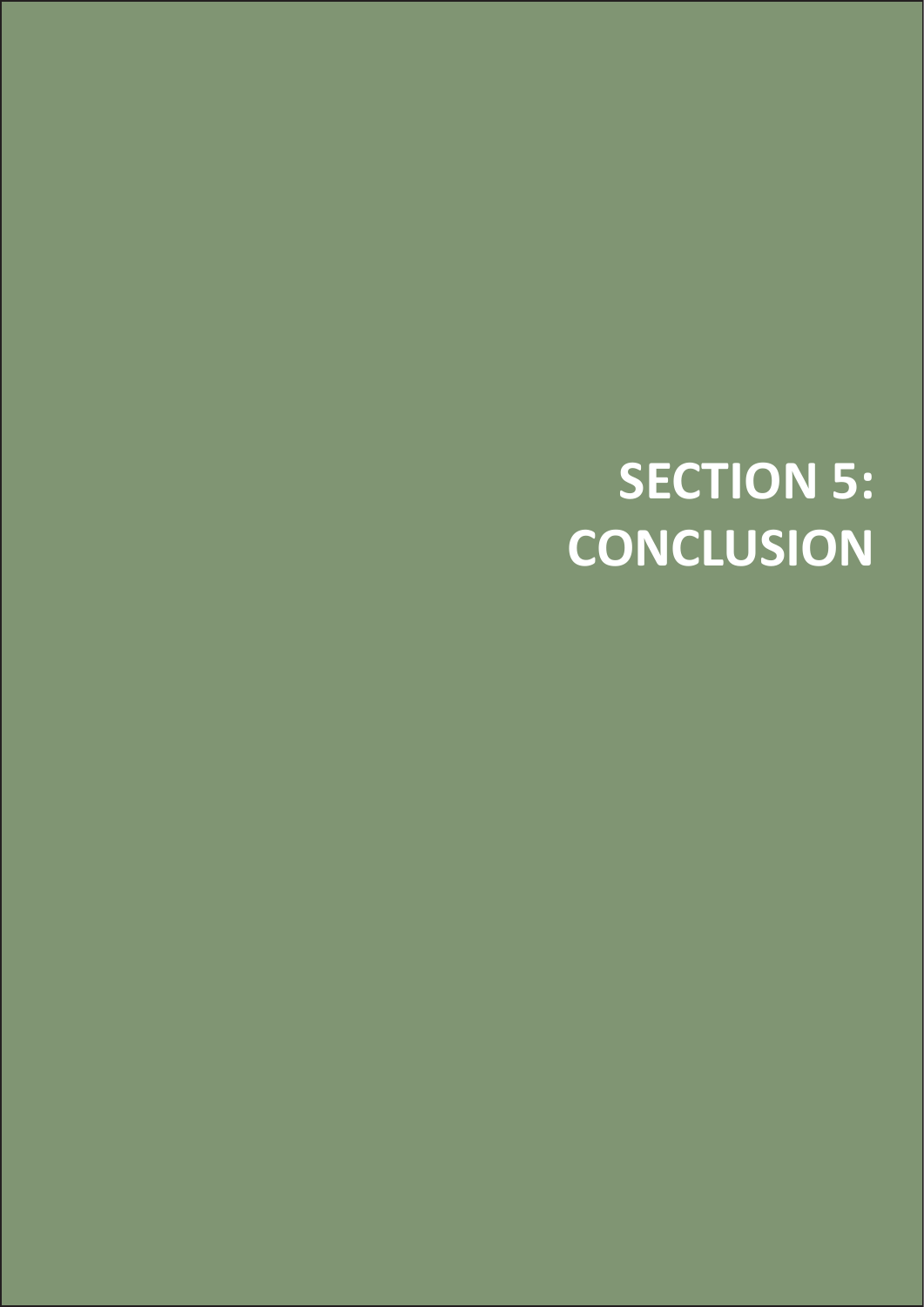# SECTION 5: CONCLUSION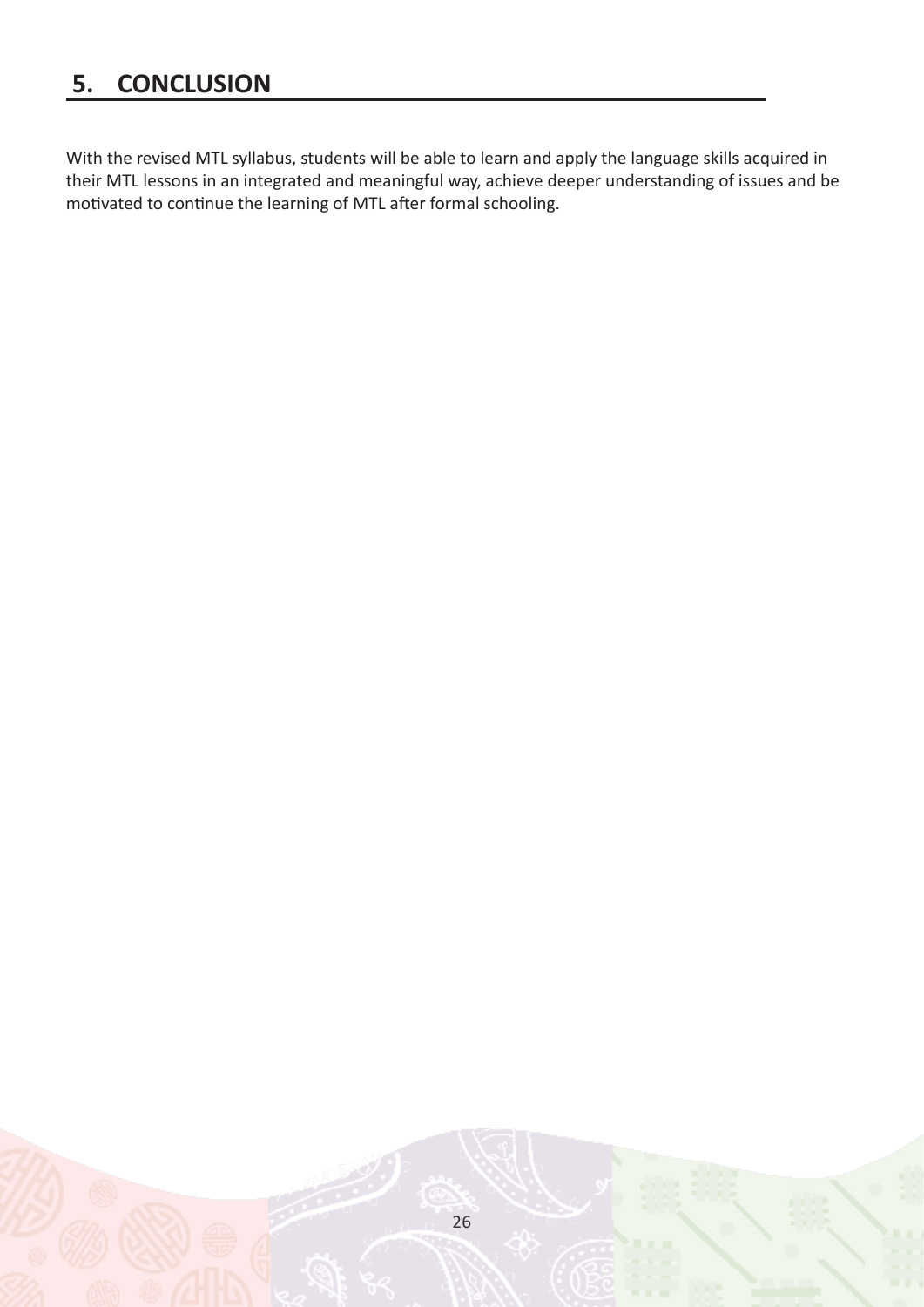## 5. CONCLUSION

With the revised MTL syllabus, students will be able to learn and apply the language skills acquired in their MTL lessons in an integrated and meaningful way, achieve deeper understanding of issues and be motivated to continue the learning of MTL after formal schooling.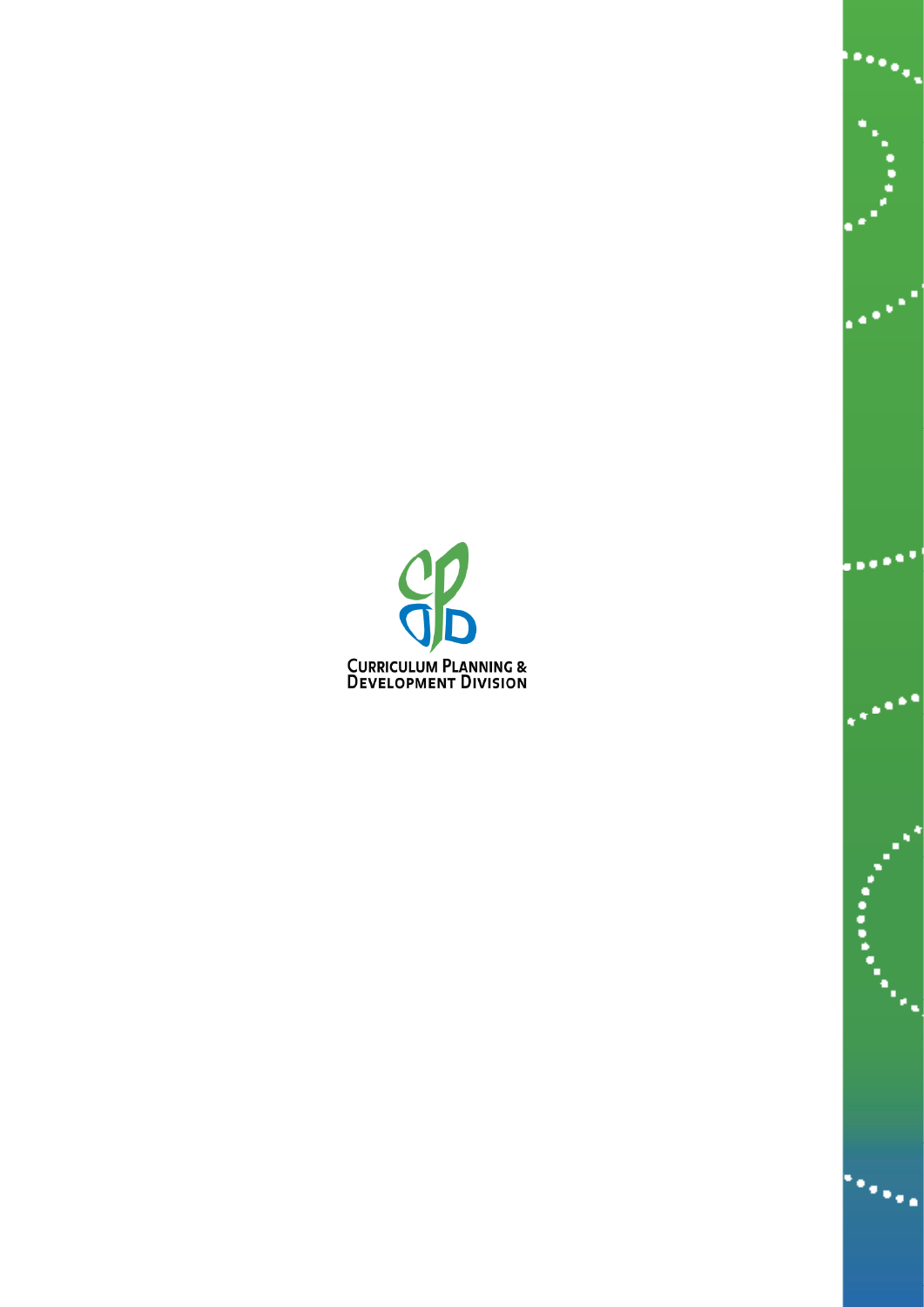Curriculum Planning & Development Division